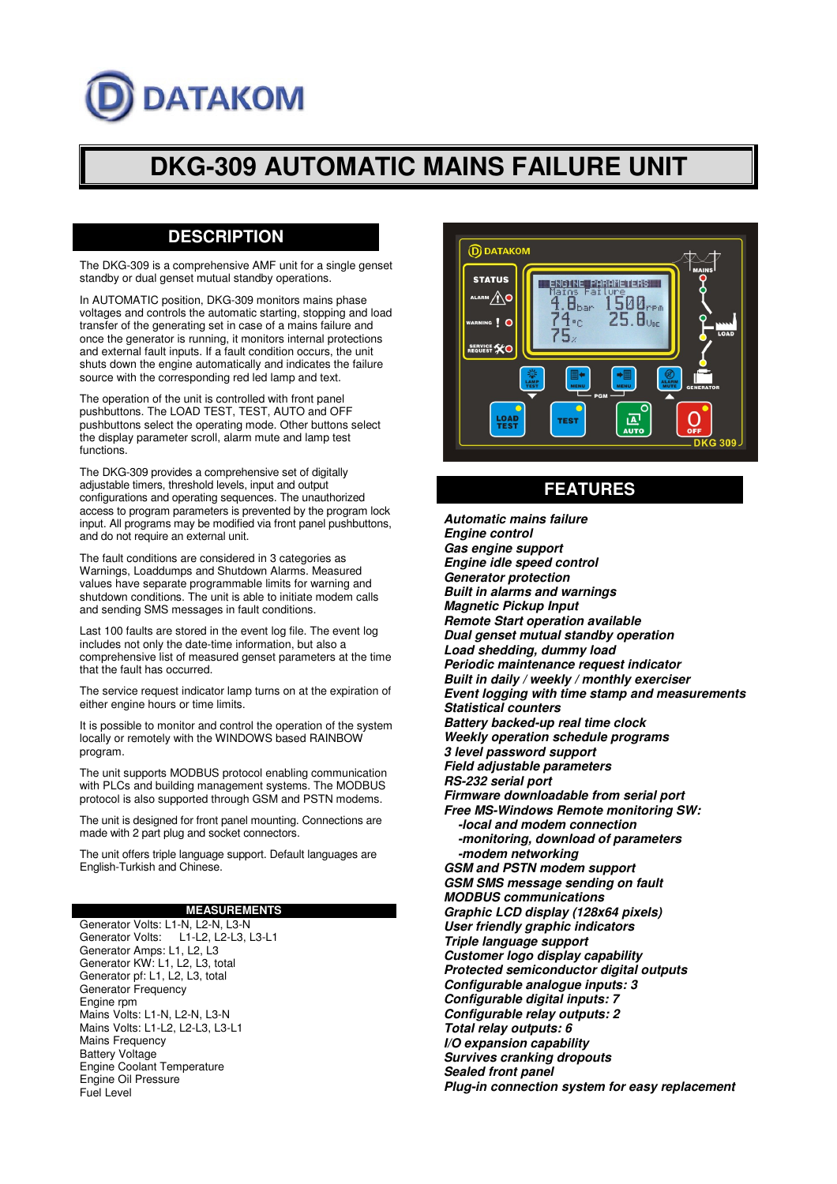DATAKOM

# DKG-309 AUTOMATIC MAINS FAILURE UNIT

## DESCRIPTION

The DKG-309 is a comprehensive AMF unit for a single genset standby or dual genset mutual standby operations.

In AUTOMATIC position, DKG-309 monitors mains phase voltages and controls the automatic starting, stopping and load transfer of the generating set in case of a mains failure and once the generator is running, it monitors internal protections and external fault inputs. If a fault condition occurs, the unit shuts down the engine automatically and indicates the failure source with the corresponding red led lamp and text.

The operation of the unit is controlled with front panel pushbuttons. The LOAD TEST, TEST, AUTO and OFF pushbuttons select the operating mode. Other buttons select the display parameter scroll, alarm mute and lamp test functions.

The DKG-309 provides a comprehensive set of digitally adjustable timers, threshold levels, input and output configurations and operating sequences. The unauthorized access to program parameters is prevented by the program lock input. All programs may be modified via front panel pushbuttons, and do not require an external unit.

The fault conditions are considered in 3 categories as Warnings, Loaddumps and Shutdown Alarms. Measured values have separate programmable limits for warning and shutdown conditions. The unit is able to initiate modem calls and sending SMS messages in fault conditions.

Last 100 faults are stored in the event log file. The event log includes not only the date-time information, but also a comprehensive list of measured genset parameters at the time that the fault has occurred.

The service request indicator lamp turns on at the expiration of either engine hours or time limits.

It is possible to monitor and control the operation of the system locally or remotely with the WINDOWS based RAINBOW program.

The unit supports MODBUS protocol enabling communication with PLCs and building management systems. The MODBUS protocol is also supported through GSM and PSTN modems.

The unit is designed for front panel mounting. Connections are made with 2 part plug and socket connectors.

The unit offers triple language support. Default languages are English-Turkish and Chinese.

### MEASUREMENTS

Generator Volts: L1-N, L2-N, L3-N  
Generator Volts: L1-L2, L2-L3, L3-L1  
Generator Amps: L1, L2, L3  
Generator KW: L1, L2, L3, total  
Generator pf: L1, L2, L3, total  
Generator Frequency  
Engine rpm  
Mains Volts: L1-N, L2-N, L3-N  
Mains Volts: L1-L2, L2-L3, L3-L1  
Mains Frequency  
Battery Voltage  
Engine Coolant Temperature  
Engine Oil Pressure  
Fuel Level

## FEATURES

***Automatic mains failure***  
***Engine control***  
***Gas engine support***  
***Engine idle speed control***  
***Generator protection***  
***Built in alarms and warnings***  
***Magnetic Pickup Input***  
***Remote Start operation available***  
***Dual genset mutual standby operation***  
***Load shedding, dummy load***  
***Periodic maintenance request indicator***  
***Built in daily / weekly / monthly exerciser***  
***Event logging with time stamp and measurements***  
***Statistical counters***  
***Battery backed-up real time clock***  
***Weekly operation schedule programs***  
***3 level password support***  
***Field adjustable parameters***  
***RS-232 serial port***  
***Firmware downloadable from serial port***  
***Free MS-Windows Remote monitoring SW:***  
***-local and modem connection***  
***-monitoring, download of parameters***  
***-modem networking***  
***GSM and PSTN modem support***  
***GSM SMS message sending on fault***  
***MODBUS communications***  
***Graphic LCD display (128x64 pixels)***  
***User friendly graphic indicators***  
***Triple language support***  
***Customer logo display capability***  
***Protected semiconductor digital outputs***  
***Configurable analogue inputs: 3***  
***Configurable digital inputs: 7***  
***Configurable relay outputs: 2***  
***Total relay outputs: 6***  
***I/O expansion capability***  
***Survives cranking dropouts***  
***Sealed front panel***  
***Plug-in connection system for easy replacement***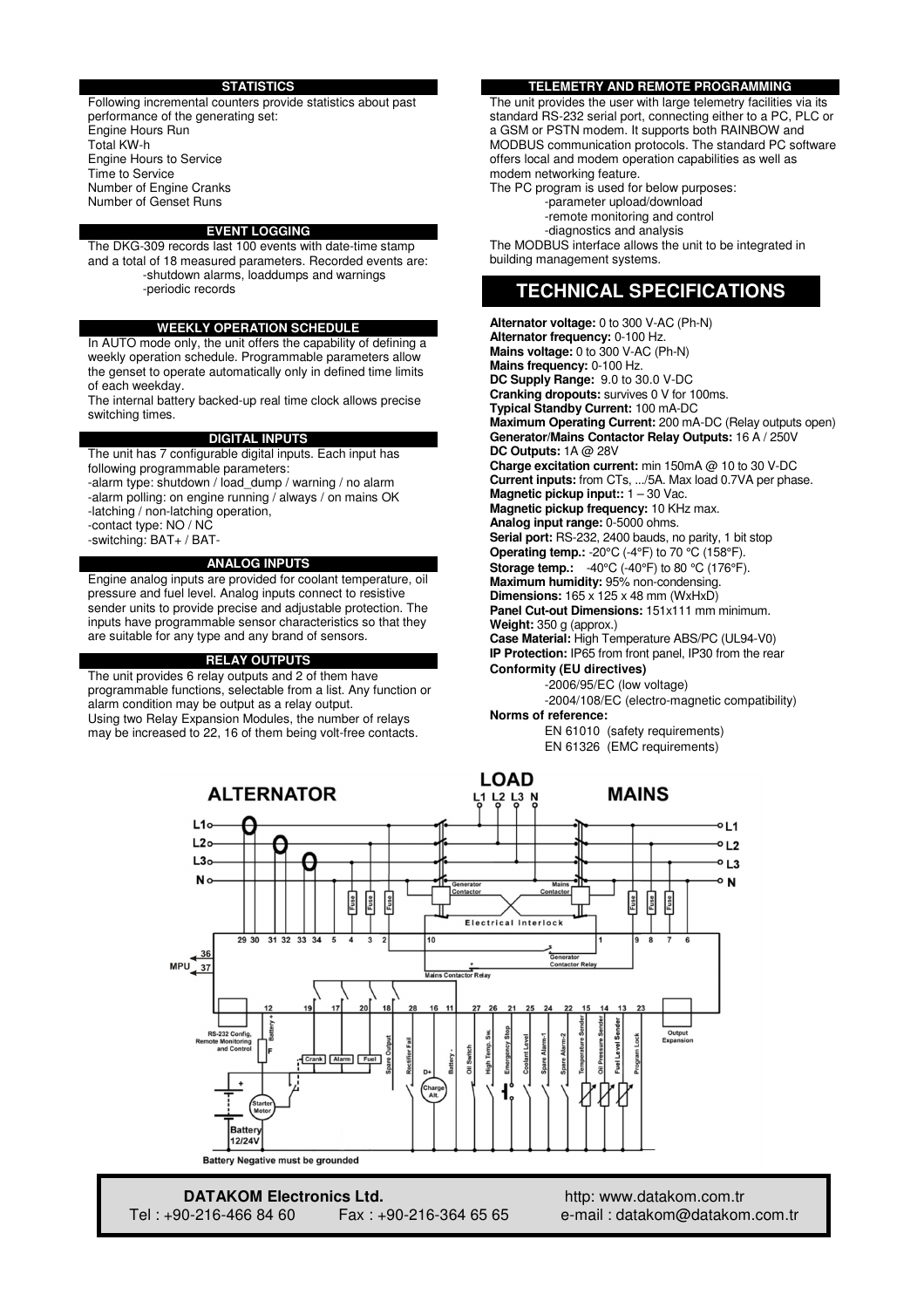## STATISTICS

Following incremental counters provide statistics about past performance of the generating set:
Engine Hours Run
Total KW-h
Engine Hours to Service
Time to Service
Number of Engine Cranks
Number of Genset Runs

## EVENT LOGGING

The DKG-309 records last 100 events with date-time stamp and a total of 18 measured parameters. Recorded events are:
-shutdown alarms, loaddumps and warnings
-periodic records

## WEEKLY OPERATION SCHEDULE

In AUTO mode only, the unit offers the capability of defining a weekly operation schedule. Programmable parameters allow the genset to operate automatically only in defined time limits of each weekday.
The internal battery backed-up real time clock allows precise switching times.

## DIGITAL INPUTS

The unit has 7 configurable digital inputs. Each input has following programmable parameters:
-alarm type: shutdown / load_dump / warning / no alarm
-alarm polling: on engine running / always / on mains OK
-latching / non-latching operation,
-contact type: NO / NC
-switching: BAT+ / BAT-

## ANALOG INPUTS

Engine analog inputs are provided for coolant temperature, oil pressure and fuel level. Analog inputs connect to resistive sender units to provide precise and adjustable protection. The inputs have programmable sensor characteristics so that they are suitable for any type and any brand of sensors.

## RELAY OUTPUTS

The unit provides 6 relay outputs and 2 of them have programmable functions, selectable from a list. Any function or alarm condition may be output as a relay output.
Using two Relay Expansion Modules, the number of relays may be increased to 22, 16 of them being volt-free contacts.

## TELEMETRY AND REMOTE PROGRAMMING

The unit provides the user with large telemetry facilities via its standard RS-232 serial port, connecting either to a PC, PLC or a GSM or PSTN modem. It supports both RAINBOW and MODBUS communication protocols. The standard PC software offers local and modem operation capabilities as well as modem networking feature.
The PC program is used for below purposes:
-parameter upload/download
-remote monitoring and control
-diagnostics and analysis
The MODBUS interface allows the unit to be integrated in building management systems.

# TECHNICAL SPECIFICATIONS

**Alternator voltage:** 0 to 300 V-AC (Ph-N)
**Alternator frequency:** 0-100 Hz.
**Mains voltage:** 0 to 300 V-AC (Ph-N)
**Mains frequency:** 0-100 Hz.
**DC Supply Range:** 9.0 to 30.0 V-DC
**Cranking dropouts:** survives 0 V for 100ms.
**Typical Standby Current:** 100 mA-DC
**Maximum Operating Current:** 200 mA-DC (Relay outputs open)
**Generator/Mains Contactor Relay Outputs:** 16 A / 250V
**DC Outputs:** 1A @ 28V
**Charge excitation current:** min 150mA @ 10 to 30 V-DC
**Current inputs:** from CTs, .../5A. Max load 0.7VA per phase.
**Magnetic pickup input::** 1 – 30 Vac.
**Magnetic pickup frequency:** 10 KHz max.
**Analog input range:** 0-5000 ohms.
**Serial port:** RS-232, 2400 bauds, no parity, 1 bit stop
**Operating temp.:** -20°C (-4°F) to 70 °C (158°F).
**Storage temp.:** -40°C (-40°F) to 80 °C (176°F).
**Maximum humidity:** 95% non-condensing.
**Dimensions:** 165 x 125 x 48 mm (WxHxD)
**Panel Cut-out Dimensions:** 151x111 mm minimum.
**Weight:** 350 g (approx.)
**Case Material:** High Temperature ABS/PC (UL94-V0)
**IP Protection:** IP65 from front panel, IP30 from the rear
**Conformity (EU directives)**
-2006/95/EC (low voltage)
-2004/108/EC (electro-magnetic compatibility)
**Norms of reference:**
EN 61010 (safety requirements)
EN 61326 (EMC requirements)

ALTERNATOR
LOAD
L1 L2 L3 N
MAINS
L1 L2 L3 N
Generator Contactor
Mains Contactor
Electrical Interlock
Fuse
29 30 31 32 33 34 5 4 3 2 10 1 9 8 7 6
36
MPU
37
Generator Contactor Relay
Mains Contactor Relay
12 19 17 20 18 28 16 11 27 26 21 25 24 22 15 14 13 23
RS-232 Config, Remote Monitoring and Control
Battery +
F
Crank
Alarm
Fuel
Spare Output
Rectifier Fail
D+
Charge Alt.
Battery -
Oil Switch
High Temp. Sw.
Emergency Stop
Coolant Level
Spare Alarm-1
Spare Alarm-2
Temperature Sender
Oil Pressure Sender
Fuel Level Sender
Program Lock
Output Expansion
Starter Motor
Battery 12/24V
Battery Negative must be grounded

**DATAKOM Electronics Ltd.**
Tel : +90-216-466 84 60 Fax : +90-216-364 65 65
http: www.datakom.com.tr
e-mail : datakom@datakom.com.tr